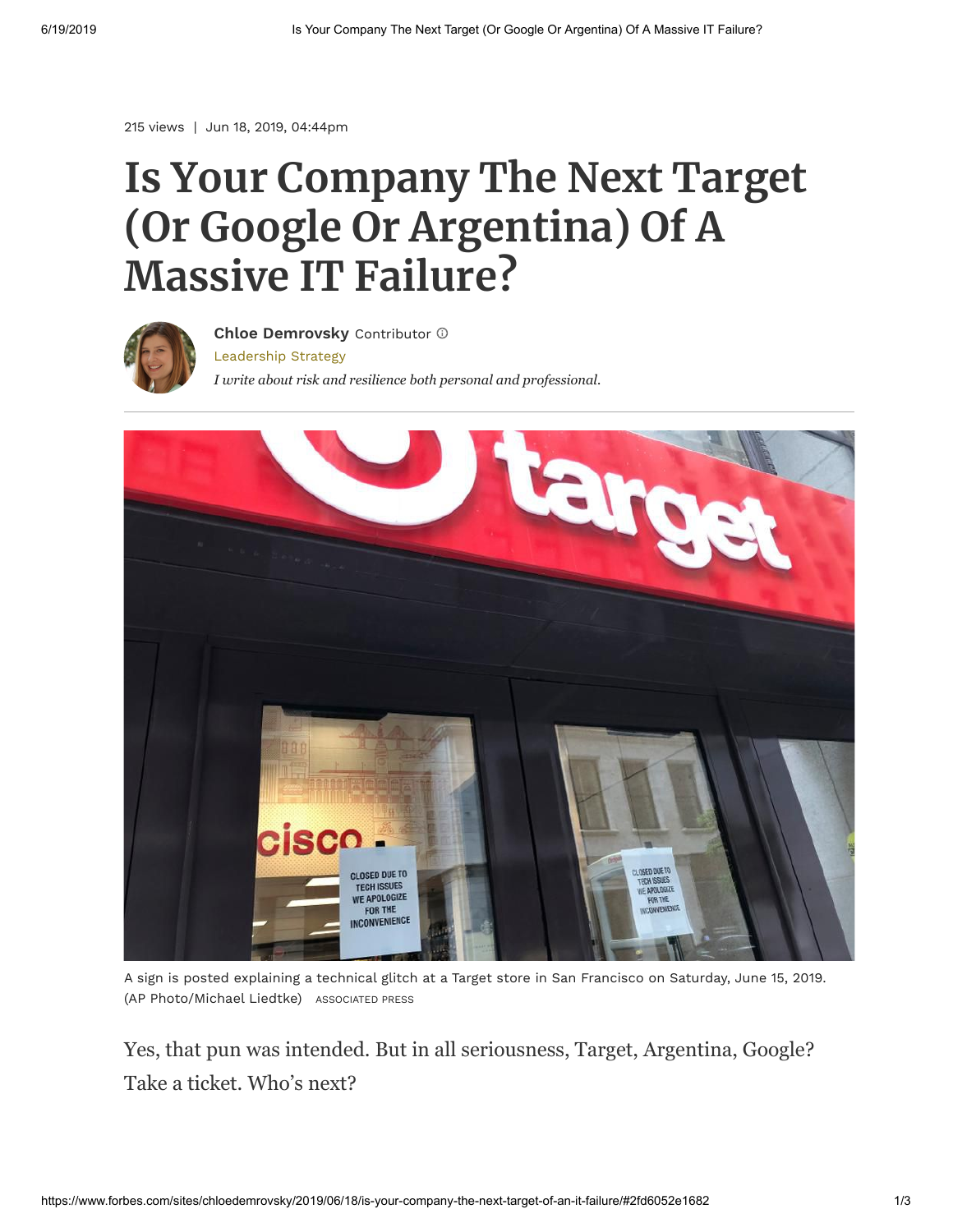215 views | Jun 18, 2019, 04:44pm

# Is Your Company The Next Target (Or Google Or Argentina) Of A Massive IT Failure?

**Chloe Demrovsky** Contributor

Leadership Strategy

*I write about risk and resilience both personal and professional.*

A sign is posted explaining a technical glitch at a Target store in San Francisco on Saturday, June 15, 2019. (AP Photo/Michael Liedtke) ASSOCIATED PRESS

Yes, that pun was intended. But in all seriousness, Target, Argentina, Google? Take a ticket. Who's next?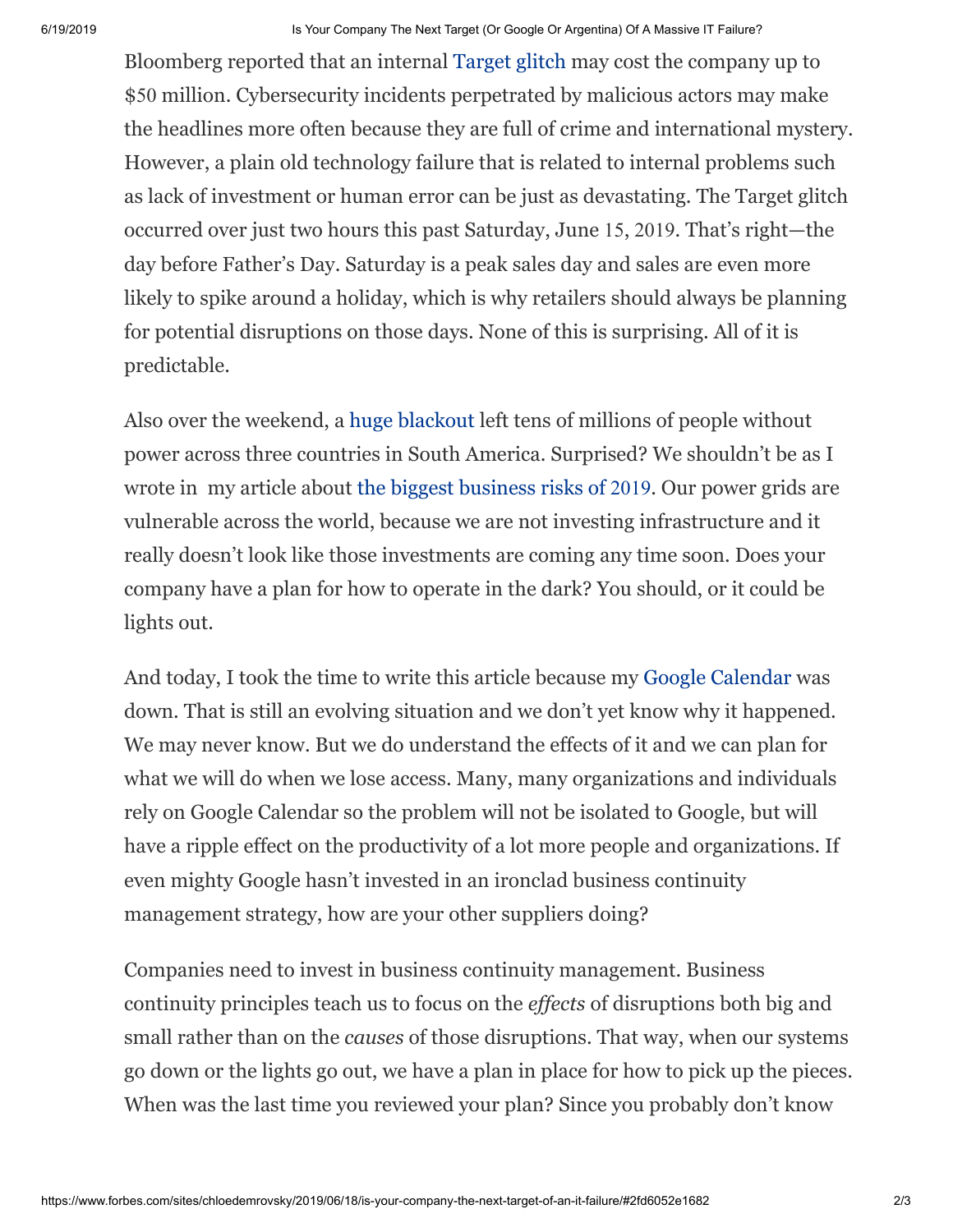Bloomberg reported that an internal Target glitch may cost the company up to $50 million. Cybersecurity incidents perpetrated by malicious actors may make the headlines more often because they are full of crime and international mystery. However, a plain old technology failure that is related to internal problems such as lack of investment or human error can be just as devastating. The Target glitch occurred over just two hours this past Saturday, June 15, 2019. That's right—the day before Father's Day. Saturday is a peak sales day and sales are even more likely to spike around a holiday, which is why retailers should always be planning for potential disruptions on those days. None of this is surprising. All of it is predictable.

Also over the weekend, a huge blackout left tens of millions of people without power across three countries in South America. Surprised? We shouldn't be as I wrote in my article about the biggest business risks of 2019. Our power grids are vulnerable across the world, because we are not investing infrastructure and it really doesn't look like those investments are coming any time soon. Does your company have a plan for how to operate in the dark? You should, or it could be lights out.

And today, I took the time to write this article because my Google Calendar was down. That is still an evolving situation and we don't yet know why it happened. We may never know. But we do understand the effects of it and we can plan for what we will do when we lose access. Many, many organizations and individuals rely on Google Calendar so the problem will not be isolated to Google, but will have a ripple effect on the productivity of a lot more people and organizations. If even mighty Google hasn't invested in an ironclad business continuity management strategy, how are your other suppliers doing?

Companies need to invest in business continuity management. Business continuity principles teach us to focus on the *effects* of disruptions both big and small rather than on the *causes* of those disruptions. That way, when our systems go down or the lights go out, we have a plan in place for how to pick up the pieces. When was the last time you reviewed your plan? Since you probably don't know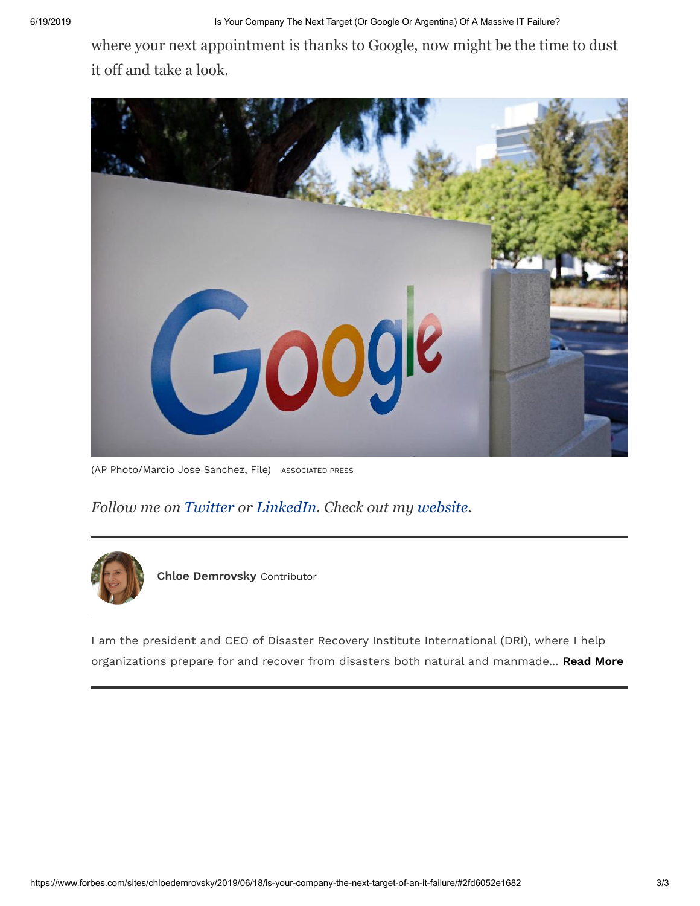where your next appointment is thanks to Google, now might be the time to dust it off and take a look.

(AP Photo/Marcio Jose Sanchez, File) ASSOCIATED PRESS

*Follow me on Twitter or LinkedIn. Check out my website.*

**Chloe Demrovsky** Contributor

I am the president and CEO of Disaster Recovery Institute International (DRI), where I help organizations prepare for and recover from disasters both natural and manmade... **Read More**